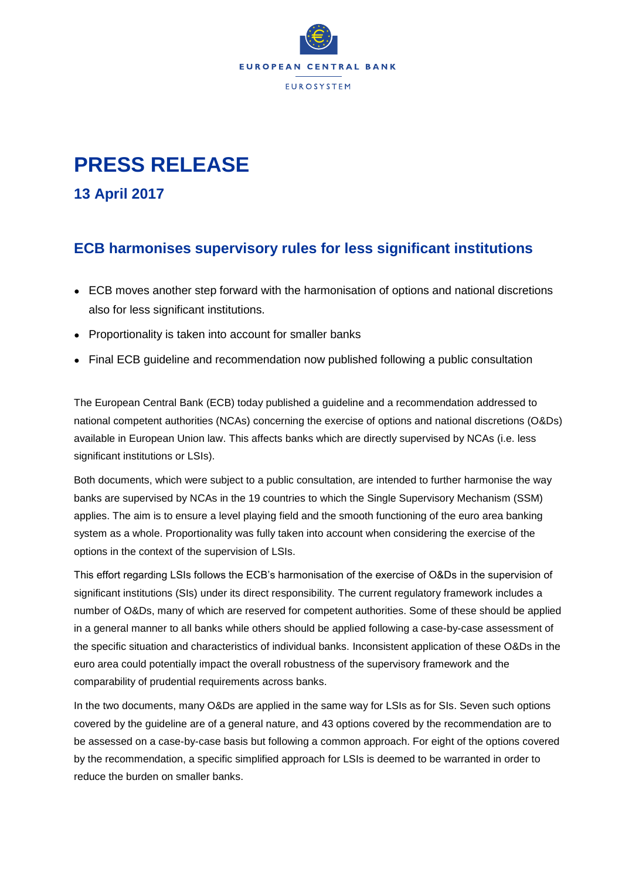# PRESS RELEASE

## 13 April 2017

## ECB harmonises supervisory rules for less significant institutions

- ECB moves another step forward with the harmonisation of options and national discretions also for less significant institutions.
- Proportionality is taken into account for smaller banks
- Final ECB guideline and recommendation now published following a public consultation

The European Central Bank (ECB) today published a guideline and a recommendation addressed to national competent authorities (NCAs) concerning the exercise of options and national discretions (O&Ds) available in European Union law. This affects banks which are directly supervised by NCAs (i.e. less significant institutions or LSIs).

Both documents, which were subject to a public consultation, are intended to further harmonise the way banks are supervised by NCAs in the 19 countries to which the Single Supervisory Mechanism (SSM) applies. The aim is to ensure a level playing field and the smooth functioning of the euro area banking system as a whole. Proportionality was fully taken into account when considering the exercise of the options in the context of the supervision of LSIs.

This effort regarding LSIs follows the ECB's harmonisation of the exercise of O&Ds in the supervision of significant institutions (SIs) under its direct responsibility. The current regulatory framework includes a number of O&Ds, many of which are reserved for competent authorities. Some of these should be applied in a general manner to all banks while others should be applied following a case-by-case assessment of the specific situation and characteristics of individual banks. Inconsistent application of these O&Ds in the euro area could potentially impact the overall robustness of the supervisory framework and the comparability of prudential requirements across banks.

In the two documents, many O&Ds are applied in the same way for LSIs as for SIs. Seven such options covered by the guideline are of a general nature, and 43 options covered by the recommendation are to be assessed on a case-by-case basis but following a common approach. For eight of the options covered by the recommendation, a specific simplified approach for LSIs is deemed to be warranted in order to reduce the burden on smaller banks.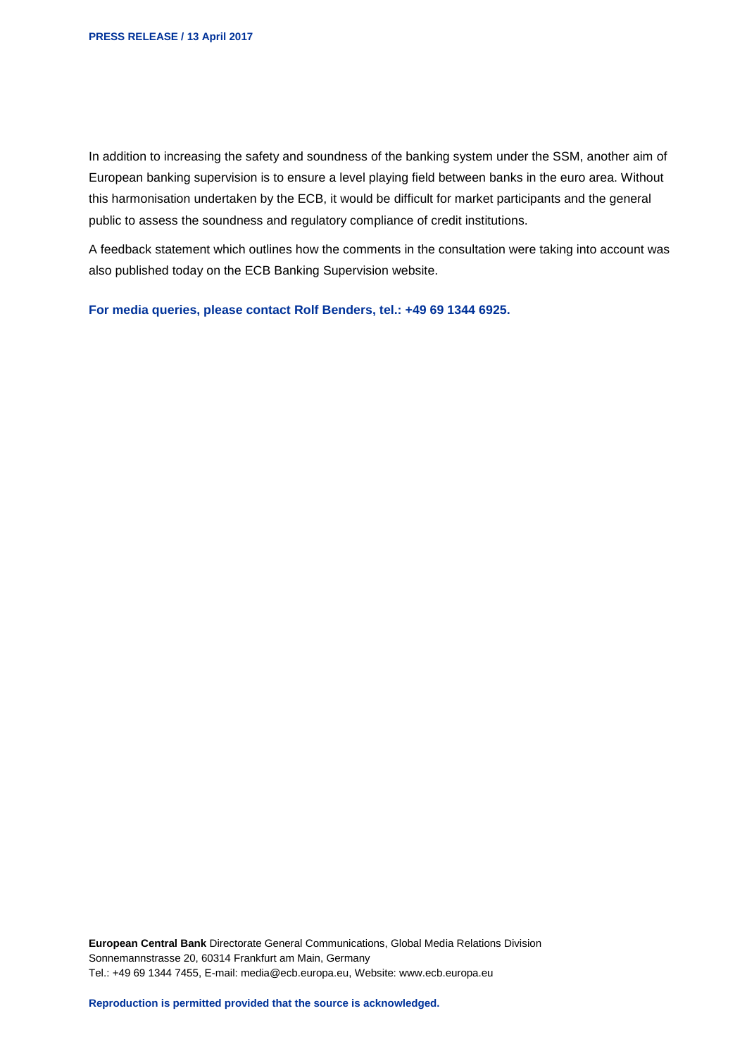In addition to increasing the safety and soundness of the banking system under the SSM, another aim of European banking supervision is to ensure a level playing field between banks in the euro area. Without this harmonisation undertaken by the ECB, it would be difficult for market participants and the general public to assess the soundness and regulatory compliance of credit institutions.

A feedback statement which outlines how the comments in the consultation were taking into account was also published today on the ECB Banking Supervision website.

**For media queries, please contact Rolf Benders, tel.: +49 69 1344 6925.**

**European Central Bank** Directorate General Communications, Global Media Relations Division
Sonnemannstrasse 20, 60314 Frankfurt am Main, Germany
Tel.: +49 69 1344 7455, E-mail: media@ecb.europa.eu, Website: www.ecb.europa.eu

**Reproduction is permitted provided that the source is acknowledged.**